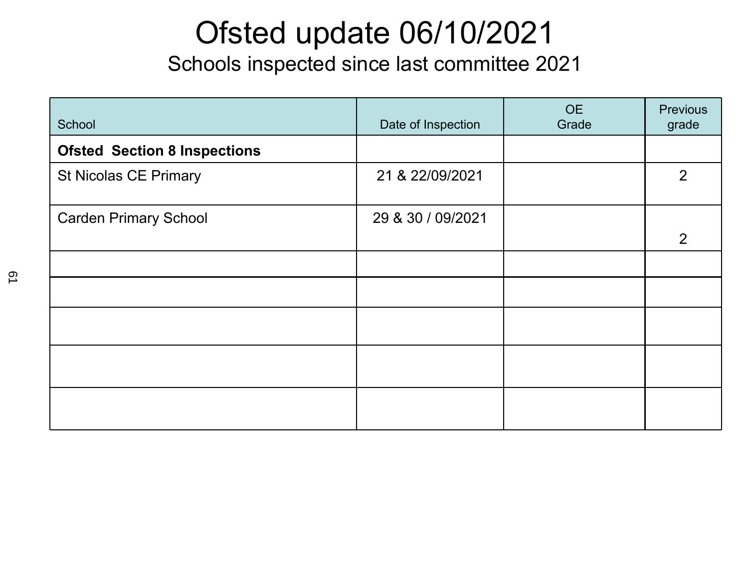# Ofsted update 06/10/2021

## Schools inspected since last committee 2021

| School | Date of Inspection | OE Grade | Previous grade |
|---|---|---|---|
| **Ofsted Section 8 Inspections** | | | |
| St Nicolas CE Primary | 21 & 22/09/2021 | | 2 |
| Carden Primary School | 29 & 30 / 09/2021 | | 2 |
| | | | |
| | | | |
| | | | |
| | | | |
| | | | |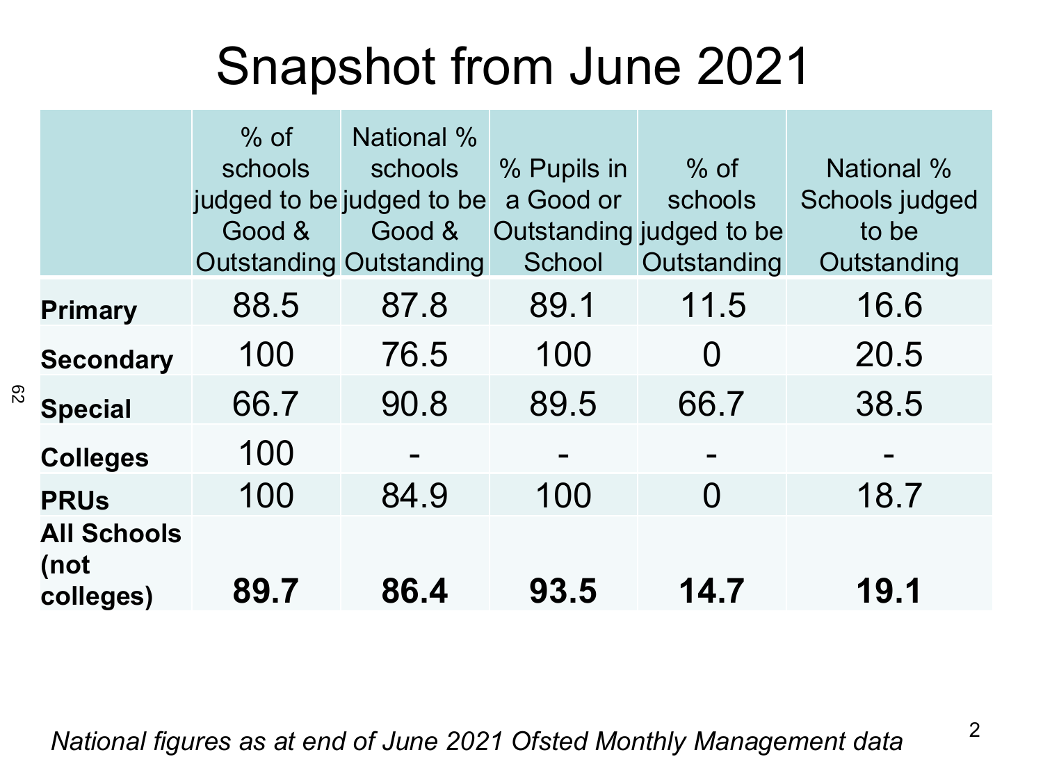# Snapshot from June 2021

| | % of schools judged to be Good & Outstanding | National % schools judged to be Good & Outstanding | % Pupils in a Good or Outstanding School | % of schools judged to be Outstanding | National % Schools judged to be Outstanding |
|---|---|---|---|---|---|
| **Primary** | 88.5 | 87.8 | 89.1 | 11.5 | 16.6 |
| **Secondary** | 100 | 76.5 | 100 | 0 | 20.5 |
| **Special** | 66.7 | 90.8 | 89.5 | 66.7 | 38.5 |
| **Colleges** | 100 | - | - | - | - |
| **PRUs** | 100 | 84.9 | 100 | 0 | 18.7 |
| **All Schools (not colleges)** | **89.7** | **86.4** | **93.5** | **14.7** | **19.1** |

*National figures as at end of June 2021 Ofsted Monthly Management data*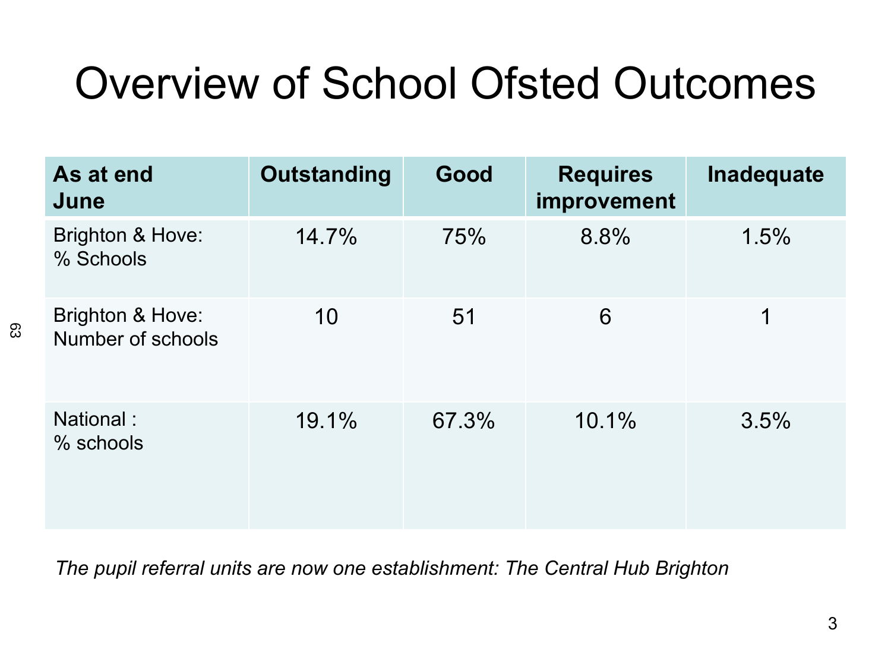# Overview of School Ofsted Outcomes

| As at end June | Outstanding | Good | Requires improvement | Inadequate |
|---|---|---|---|---|
| Brighton & Hove: % Schools | 14.7% | 75% | 8.8% | 1.5% |
| Brighton & Hove: Number of schools | 10 | 51 | 6 | 1 |
| National : % schools | 19.1% | 67.3% | 10.1% | 3.5% |

*The pupil referral units are now one establishment: The Central Hub Brighton*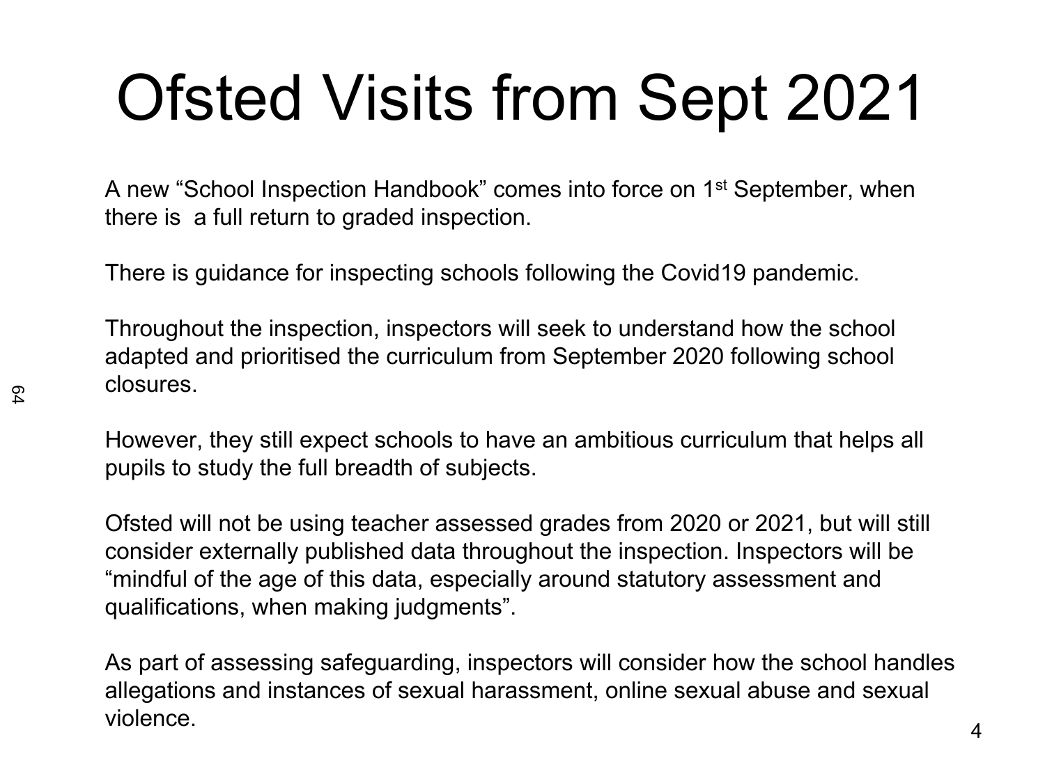# Ofsted Visits from Sept 2021

A new “School Inspection Handbook” comes into force on 1st September, when there is  a full return to graded inspection.

There is guidance for inspecting schools following the Covid19 pandemic.

Throughout the inspection, inspectors will seek to understand how the school adapted and prioritised the curriculum from September 2020 following school closures.

However, they still expect schools to have an ambitious curriculum that helps all pupils to study the full breadth of subjects.

Ofsted will not be using teacher assessed grades from 2020 or 2021, but will still consider externally published data throughout the inspection. Inspectors will be “mindful of the age of this data, especially around statutory assessment and qualifications, when making judgments”.

As part of assessing safeguarding, inspectors will consider how the school handles allegations and instances of sexual harassment, online sexual abuse and sexual violence.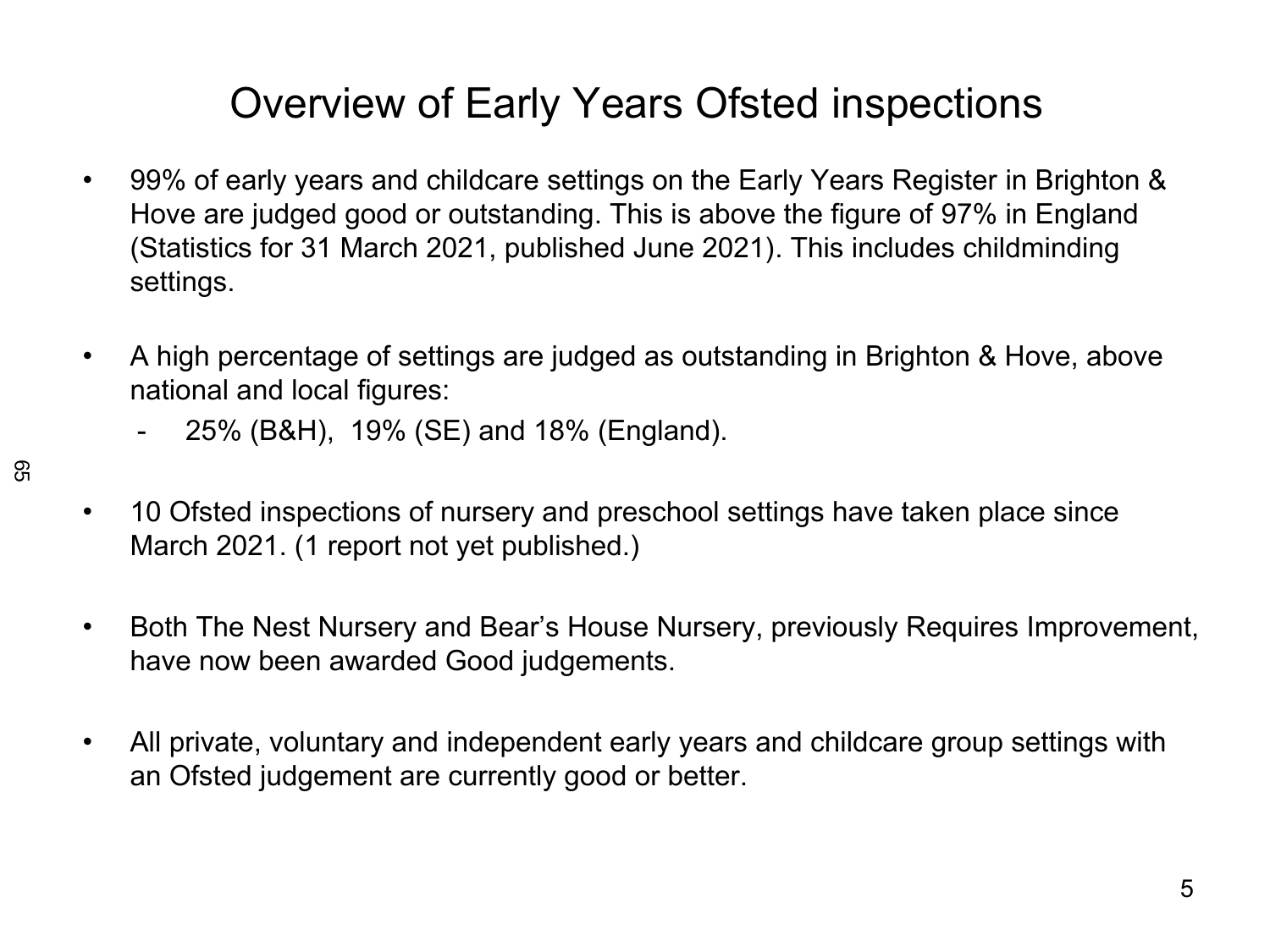# Overview of Early Years Ofsted inspections

- 99% of early years and childcare settings on the Early Years Register in Brighton & Hove are judged good or outstanding. This is above the figure of 97% in England (Statistics for 31 March 2021, published June 2021). This includes childminding settings.

- A high percentage of settings are judged as outstanding in Brighton & Hove, above national and local figures:
  - 25% (B&H), 19% (SE) and 18% (England).

- 10 Ofsted inspections of nursery and preschool settings have taken place since March 2021. (1 report not yet published.)

- Both The Nest Nursery and Bear's House Nursery, previously Requires Improvement, have now been awarded Good judgements.

- All private, voluntary and independent early years and childcare group settings with an Ofsted judgement are currently good or better.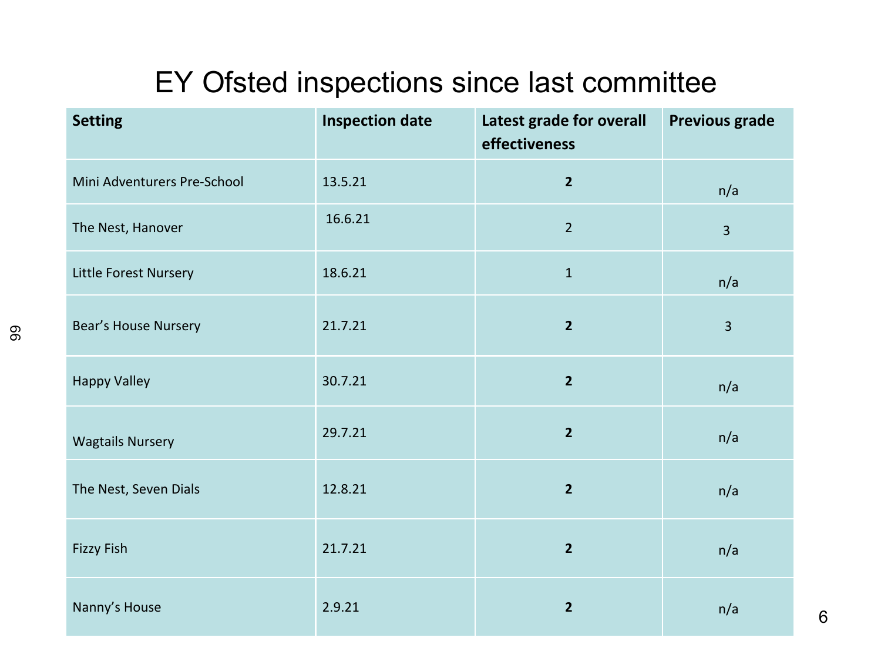# EY Ofsted inspections since last committee

| Setting | Inspection date | Latest grade for overall effectiveness | Previous grade |
|---|---|---|---|
| Mini Adventurers Pre-School | 13.5.21 | **2** | n/a |
| The Nest, Hanover | 16.6.21 | 2 | 3 |
| Little Forest Nursery | 18.6.21 | 1 | n/a |
| Bear's House Nursery | 21.7.21 | **2** | 3 |
| Happy Valley | 30.7.21 | **2** | n/a |
| Wagtails Nursery | 29.7.21 | **2** | n/a |
| The Nest, Seven Dials | 12.8.21 | **2** | n/a |
| Fizzy Fish | 21.7.21 | **2** | n/a |
| Nanny's House | 2.9.21 | **2** | n/a |